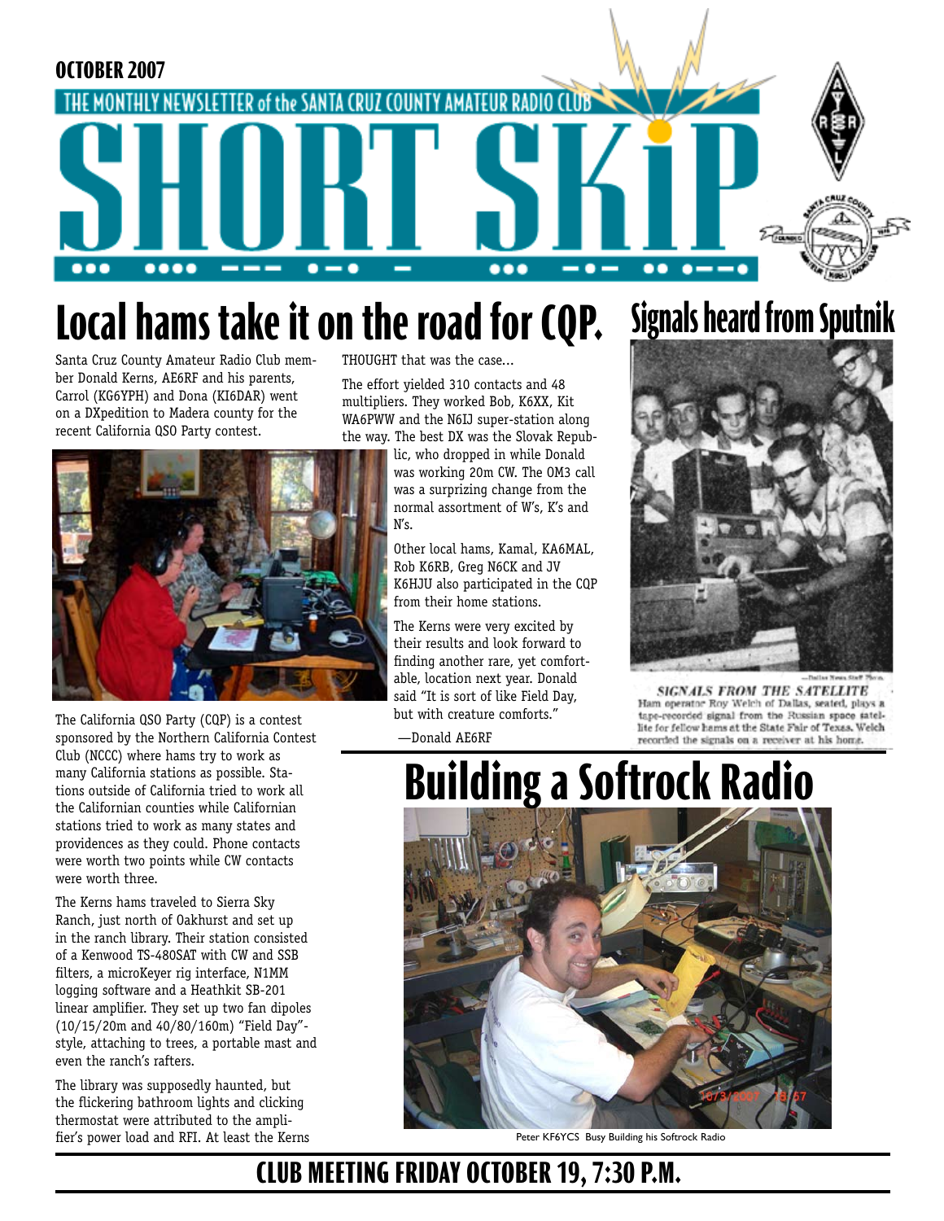OCTOBER 2007

THE MONTHLY NEWSLETTER of the SANTA CRUZ COUNTY AMATEUR RADIO CLUB

# SHORT SKiP

## Local hams take it on the road for CQP.

Santa Cruz County Amateur Radio Club member Donald Kerns, AE6RF and his parents, Carrol (KG6YPH) and Dona (KI6DAR) went on a DXpedition to Madera county for the recent California QSO Party contest.

The California QSO Party (CQP) is a contest sponsored by the Northern California Contest Club (NCCC) where hams try to work as many California stations as possible. Stations outside of California tried to work all the Californian counties while Californian stations tried to work as many states and providences as they could. Phone contacts were worth two points while CW contacts were worth three.

The Kerns hams traveled to Sierra Sky Ranch, just north of Oakhurst and set up in the ranch library. Their station consisted of a Kenwood TS-480SAT with CW and SSB filters, a microKeyer rig interface, N1MM logging software and a Heathkit SB-201 linear amplifier. They set up two fan dipoles (10/15/20m and 40/80/160m) "Field Day"-style, attaching to trees, a portable mast and even the ranch's rafters.

The library was supposedly haunted, but the flickering bathroom lights and clicking thermostat were attributed to the amplifier's power load and RFI. At least the Kerns THOUGHT that was the case...

The effort yielded 310 contacts and 48 multipliers. They worked Bob, K6XX, Kit WA6PWW and the N6IJ super-station along the way. The best DX was the Slovak Republic, who dropped in while Donald was working 20m CW. The OM3 call was a surprizing change from the normal assortment of W's, K's and N's.

Other local hams, Kamal, KA6MAL, Rob K6RB, Greg N6CK and JV K6HJU also participated in the CQP from their home stations.

The Kerns were very excited by their results and look forward to finding another rare, yet comfortable, location next year. Donald said "It is sort of like Field Day, but with creature comforts."

—Donald AE6RF

## Signals heard from Sputnik

—Dallas News Staff Photo

*SIGNALS FROM THE SATELLITE*
Ham operator Roy Welch of Dallas, seated, plays a tape-recorded signal from the Russian space satellite for fellow hams at the State Fair of Texas. Welch recorded the signals on a receiver at his home.

## Building a Softrock Radio

Peter KF6YCS Busy Building his Softrock Radio

**CLUB MEETING FRIDAY OCTOBER 19, 7:30 P.M.**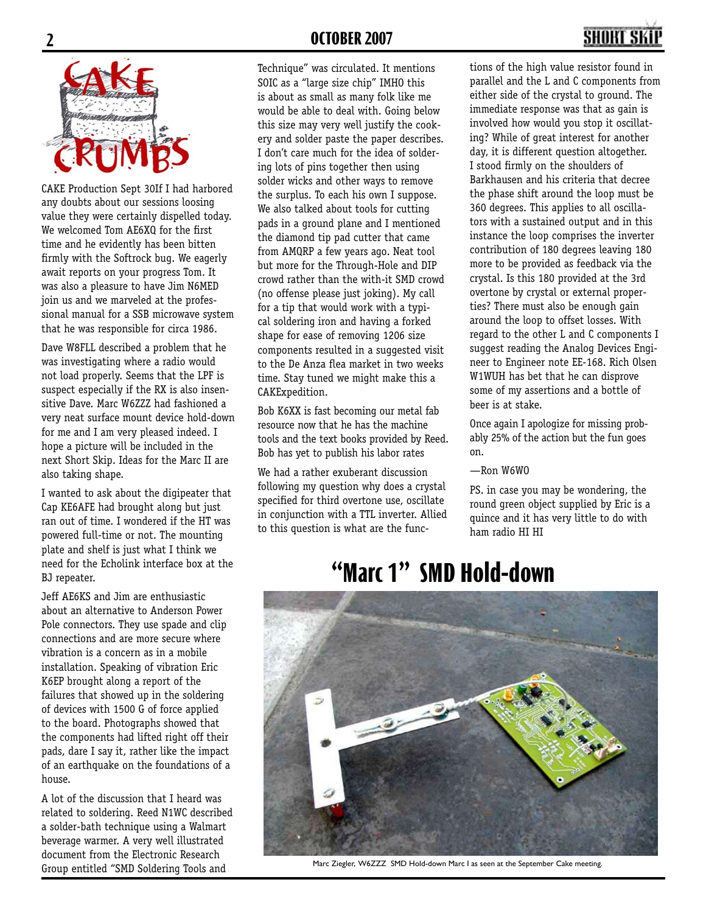# CAKE CRUMBS

CAKE Production Sept 30If I had harbored any doubts about our sessions loosing value they were certainly dispelled today. We welcomed Tom AE6XQ for the first time and he evidently has been bitten firmly with the Softrock bug. We eagerly await reports on your progress Tom. It was also a pleasure to have Jim N6MED join us and we marveled at the professional manual for a SSB microwave system that he was responsible for circa 1986.

Dave W8FLL described a problem that he was investigating where a radio would not load properly. Seems that the LPF is suspect especially if the RX is also insensitive Dave. Marc W6ZZZ had fashioned a very neat surface mount device hold-down for me and I am very pleased indeed. I hope a picture will be included in the next Short Skip. Ideas for the Marc II are also taking shape.

I wanted to ask about the digipeater that Cap KE6AFE had brought along but just ran out of time. I wondered if the HT was powered full-time or not. The mounting plate and shelf is just what I think we need for the Echolink interface box at the BJ repeater.

Jeff AE6KS and Jim are enthusiastic about an alternative to Anderson Power Pole connectors. They use spade and clip connections and are more secure where vibration is a concern as in a mobile installation. Speaking of vibration Eric K6EP brought along a report of the failures that showed up in the soldering of devices with 1500 G of force applied to the board. Photographs showed that the components had lifted right off their pads, dare I say it, rather like the impact of an earthquake on the foundations of a house.

A lot of the discussion that I heard was related to soldering. Reed N1WC described a solder-bath technique using a Walmart beverage warmer. A very well illustrated document from the Electronic Research Group entitled "SMD Soldering Tools and Technique" was circulated. It mentions SOIC as a "large size chip" IMHO this is about as small as many folk like me would be able to deal with. Going below this size may very well justify the cookery and solder paste the paper describes. I don't care much for the idea of soldering lots of pins together then using solder wicks and other ways to remove the surplus. To each his own I suppose. We also talked about tools for cutting pads in a ground plane and I mentioned the diamond tip pad cutter that came from AMQRP a few years ago. Neat tool but more for the Through-Hole and DIP crowd rather than the with-it SMD crowd (no offense please just joking). My call for a tip that would work with a typical soldering iron and having a forked shape for ease of removing 1206 size components resulted in a suggested visit to the De Anza flea market in two weeks time. Stay tuned we might make this a CAKExpedition.

Bob K6XX is fast becoming our metal fab resource now that he has the machine tools and the text books provided by Reed. Bob has yet to publish his labor rates

We had a rather exuberant discussion following my question why does a crystal specified for third overtone use, oscillate in conjunction with a TTL inverter. Allied to this question is what are the functions of the high value resistor found in parallel and the L and C components from either side of the crystal to ground. The immediate response was that as gain is involved how would you stop it oscillating? While of great interest for another day, it is different question altogether. I stood firmly on the shoulders of Barkhausen and his criteria that decree the phase shift around the loop must be 360 degrees. This applies to all oscillators with a sustained output and in this instance the loop comprises the inverter contribution of 180 degrees leaving 180 more to be provided as feedback via the crystal. Is this 180 provided at the 3rd overtone by crystal or external properties? There must also be enough gain around the loop to offset losses. With regard to the other L and C components I suggest reading the Analog Devices Engineer to Engineer note EE-168. Rich Olsen W1WUH has bet that he can disprove some of my assertions and a bottle of beer is at stake.

Once again I apologize for missing probably 25% of the action but the fun goes on.

—Ron W6WO

PS. in case you may be wondering, the round green object supplied by Eric is a quince and it has very little to do with ham radio HI HI

## "Marc 1" SMD Hold-down

Marc Ziegler, W6ZZZ SMD Hold-down Marc I as seen at the September Cake meeting.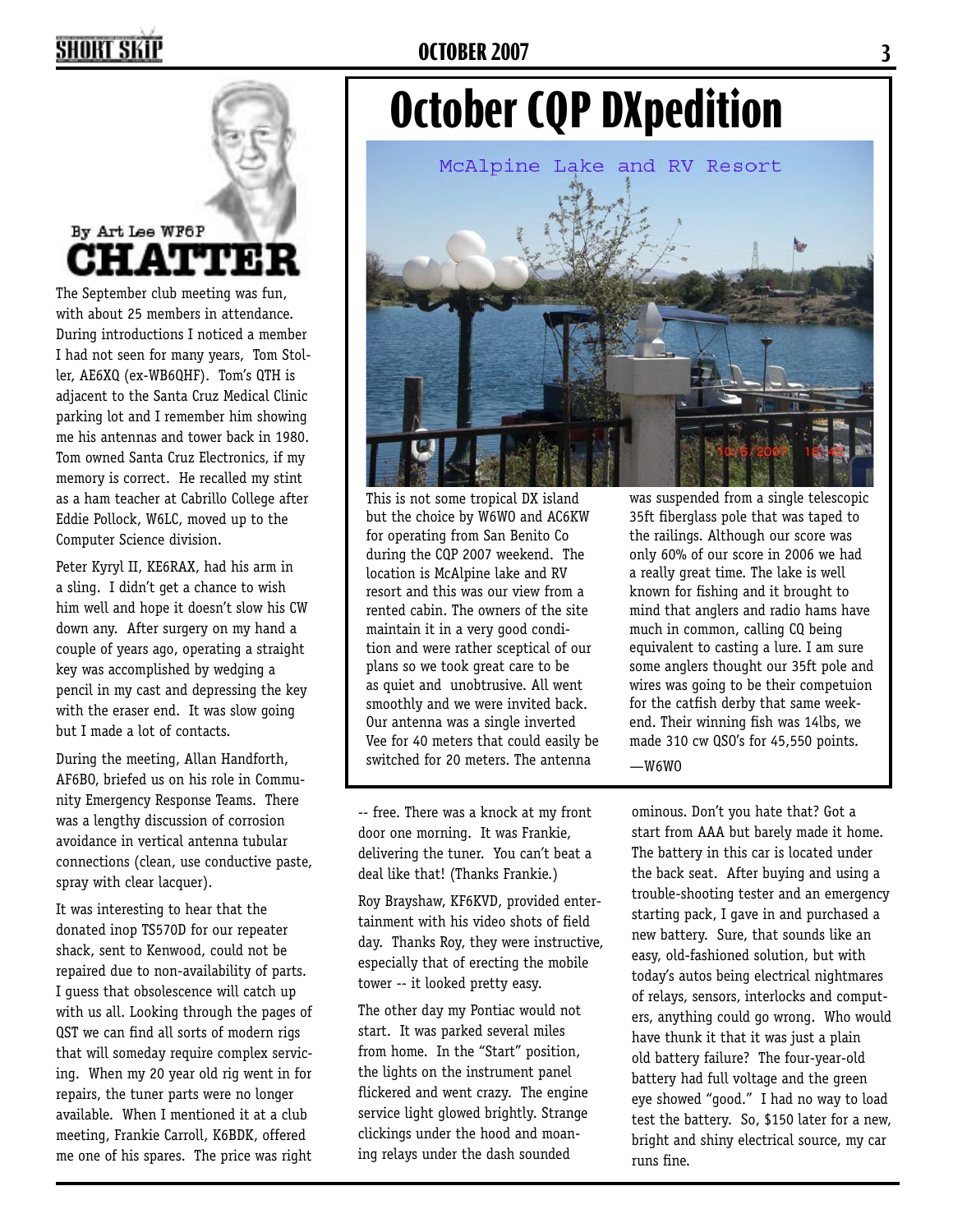# October CQP DXpedition

McAlpine Lake and RV Resort

This is not some tropical DX island but the choice by W6WO and AC6KW for operating from San Benito Co during the CQP 2007 weekend. The location is McAlpine lake and RV resort and this was our view from a rented cabin. The owners of the site maintain it in a very good condition and were rather sceptical of our plans so we took great care to be as quiet and unobtrusive. All went smoothly and we were invited back. Our antenna was a single inverted Vee for 40 meters that could easily be switched for 20 meters. The antenna was suspended from a single telescopic 35ft fiberglass pole that was taped to the railings. Although our score was only 60% of our score in 2006 we had a really great time. The lake is well known for fishing and it brought to mind that anglers and radio hams have much in common, calling CQ being equivalent to casting a lure. I am sure some anglers thought our 35ft pole and wires was going to be their competuion for the catfish derby that same weekend. Their winning fish was 14lbs, we made 310 cw QSO's for 45,550 points.

—W6WO

## CHATTER

By Art Lee WF6P

The September club meeting was fun, with about 25 members in attendance. During introductions I noticed a member I had not seen for many years, Tom Stoller, AE6XQ (ex-WB6QHF). Tom's QTH is adjacent to the Santa Cruz Medical Clinic parking lot and I remember him showing me his antennas and tower back in 1980. Tom owned Santa Cruz Electronics, if my memory is correct. He recalled my stint as a ham teacher at Cabrillo College after Eddie Pollock, W6LC, moved up to the Computer Science division.

Peter Kyryl II, KE6RAX, had his arm in a sling. I didn't get a chance to wish him well and hope it doesn't slow his CW down any. After surgery on my hand a couple of years ago, operating a straight key was accomplished by wedging a pencil in my cast and depressing the key with the eraser end. It was slow going but I made a lot of contacts.

During the meeting, Allan Handforth, AF6BO, briefed us on his role in Community Emergency Response Teams. There was a lengthy discussion of corrosion avoidance in vertical antenna tubular connections (clean, use conductive paste, spray with clear lacquer).

It was interesting to hear that the donated inop TS570D for our repeater shack, sent to Kenwood, could not be repaired due to non-availability of parts. I guess that obsolescence will catch up with us all. Looking through the pages of QST we can find all sorts of modern rigs that will someday require complex servicing. When my 20 year old rig went in for repairs, the tuner parts were no longer available. When I mentioned it at a club meeting, Frankie Carroll, K6BDK, offered me one of his spares. The price was right -- free. There was a knock at my front door one morning. It was Frankie, delivering the tuner. You can't beat a deal like that! (Thanks Frankie.)

Roy Brayshaw, KF6KVD, provided entertainment with his video shots of field day. Thanks Roy, they were instructive, especially that of erecting the mobile tower -- it looked pretty easy.

The other day my Pontiac would not start. It was parked several miles from home. In the "Start" position, the lights on the instrument panel flickered and went crazy. The engine service light glowed brightly. Strange clickings under the hood and moaning relays under the dash sounded ominous. Don't you hate that? Got a start from AAA but barely made it home. The battery in this car is located under the back seat. After buying and using a trouble-shooting tester and an emergency starting pack, I gave in and purchased a new battery. Sure, that sounds like an easy, old-fashioned solution, but with today's autos being electrical nightmares of relays, sensors, interlocks and computers, anything could go wrong. Who would have thunk it that it was just a plain old battery failure? The four-year-old battery had full voltage and the green eye showed "good." I had no way to load test the battery. So, $150 later for a new, bright and shiny electrical source, my car runs fine.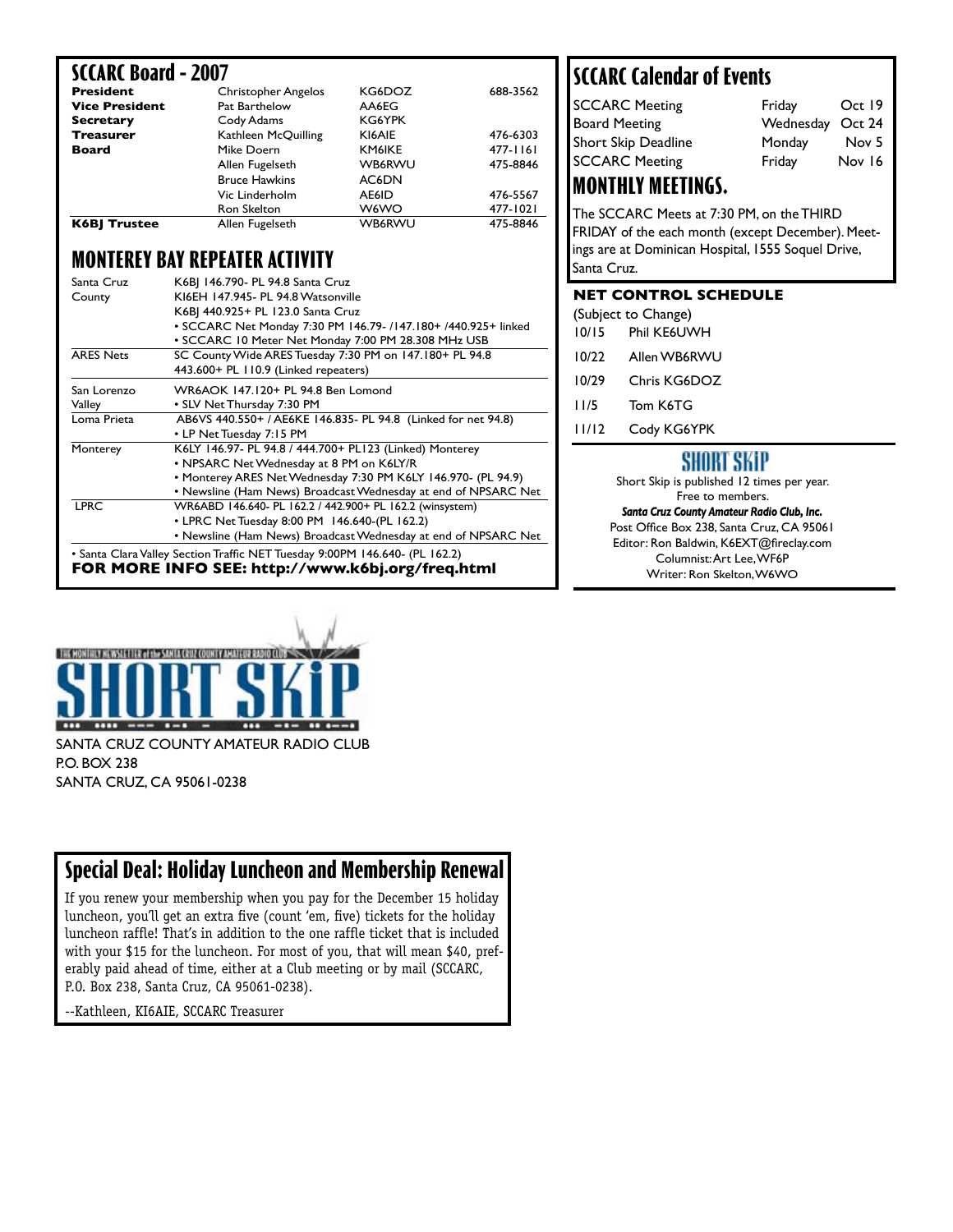## SCCARC Board - 2007

| | | | |
|---|---|---|---|
| **President** | Christopher Angelos | KG6DOZ | 688-3562 |
| **Vice President** | Pat Barthelow | AA6EG | |
| **Secretary** | Cody Adams | KG6YPK | |
| **Treasurer** | Kathleen McQuilling | KI6AIE | 476-6303 |
| **Board** | Mike Doern | KM6IKE | 477-1161 |
| | Allen Fugelseth | WB6RWU | 475-8846 |
| | Bruce Hawkins | AC6DN | |
| | Vic Linderholm | AE6ID | 476-5567 |
| | Ron Skelton | W6WO | 477-1021 |
| **K6BJ Trustee** | Allen Fugelseth | WB6RWU | 475-8846 |

## MONTEREY BAY REPEATER ACTIVITY

| | |
|---|---|
| Santa Cruz County | K6BJ 146.790- PL 94.8 Santa Cruz<br>KI6EH 147.945- PL 94.8 Watsonville<br>K6BJ 440.925+ PL 123.0 Santa Cruz<br>• SCCARC Net Monday 7:30 PM 146.79- /147.180+ /440.925+ linked<br>• SCCARC 10 Meter Net Monday 7:00 PM 28.308 MHz USB |
| ARES Nets | SC County Wide ARES Tuesday 7:30 PM on 147.180+ PL 94.8<br>443.600+ PL 110.9 (Linked repeaters) |
| San Lorenzo Valley | WR6AOK 147.120+ PL 94.8 Ben Lomond<br>• SLV Net Thursday 7:30 PM |
| Loma Prieta | AB6VS 440.550+ / AE6KE 146.835- PL 94.8 (Linked for net 94.8)<br>• LP Net Tuesday 7:15 PM |
| Monterey | K6LY 146.97- PL 94.8 / 444.700+ PL123 (Linked) Monterey<br>• NPSARC Net Wednesday at 8 PM on K6LY/R<br>• Monterey ARES Net Wednesday 7:30 PM K6LY 146.970- (PL 94.9)<br>• Newsline (Ham News) Broadcast Wednesday at end of NPSARC Net |
| LPRC | WR6ABD 146.640- PL 162.2 / 442.900+ PL 162.2 (winsystem)<br>• LPRC Net Tuesday 8:00 PM 146.640-(PL 162.2)<br>• Newsline (Ham News) Broadcast Wednesday at end of NPSARC Net |

• Santa Clara Valley Section Traffic NET Tuesday 9:00PM 146.640- (PL 162.2)

**FOR MORE INFO SEE: http://www.k6bj.org/freq.html**

## SCCARC Calendar of Events

| | | |
|---|---|---|
| SCCARC Meeting | Friday | Oct 19 |
| Board Meeting | Wednesday | Oct 24 |
| Short Skip Deadline | Monday | Nov 5 |
| SCCARC Meeting | Friday | Nov 16 |

## MONTHLY MEETINGS.

The SCCARC Meets at 7:30 PM, on the THIRD FRIDAY of the each month (except December). Meetings are at Dominican Hospital, 1555 Soquel Drive, Santa Cruz.

### NET CONTROL SCHEDULE

(Subject to Change)

| | |
|---|---|
| 10/15 | Phil KE6UWH |
| 10/22 | Allen WB6RWU |
| 10/29 | Chris KG6DOZ |
| 11/5 | Tom K6TG |
| 11/12 | Cody KG6YPK |

## SHORT SKIP

Short Skip is published 12 times per year.
Free to members.
***Santa Cruz County Amateur Radio Club, Inc.***
Post Office Box 238, Santa Cruz, CA 95061
Editor: Ron Baldwin, K6EXT@fireclay.com
Columnist: Art Lee, WF6P
Writer: Ron Skelton, W6WO

THE MONTHLY NEWSLETTER of the SANTA CRUZ COUNTY AMATEUR RADIO CLUB

SHORT SKIP

SANTA CRUZ COUNTY AMATEUR RADIO CLUB
P.O. BOX 238
SANTA CRUZ, CA 95061-0238

## Special Deal: Holiday Luncheon and Membership Renewal

If you renew your membership when you pay for the December 15 holiday luncheon, you'll get an extra five (count 'em, five) tickets for the holiday luncheon raffle! That's in addition to the one raffle ticket that is included with your $15 for the luncheon. For most of you, that will mean $40, preferably paid ahead of time, either at a Club meeting or by mail (SCCARC, P.O. Box 238, Santa Cruz, CA 95061-0238).

--Kathleen, KI6AIE, SCCARC Treasurer